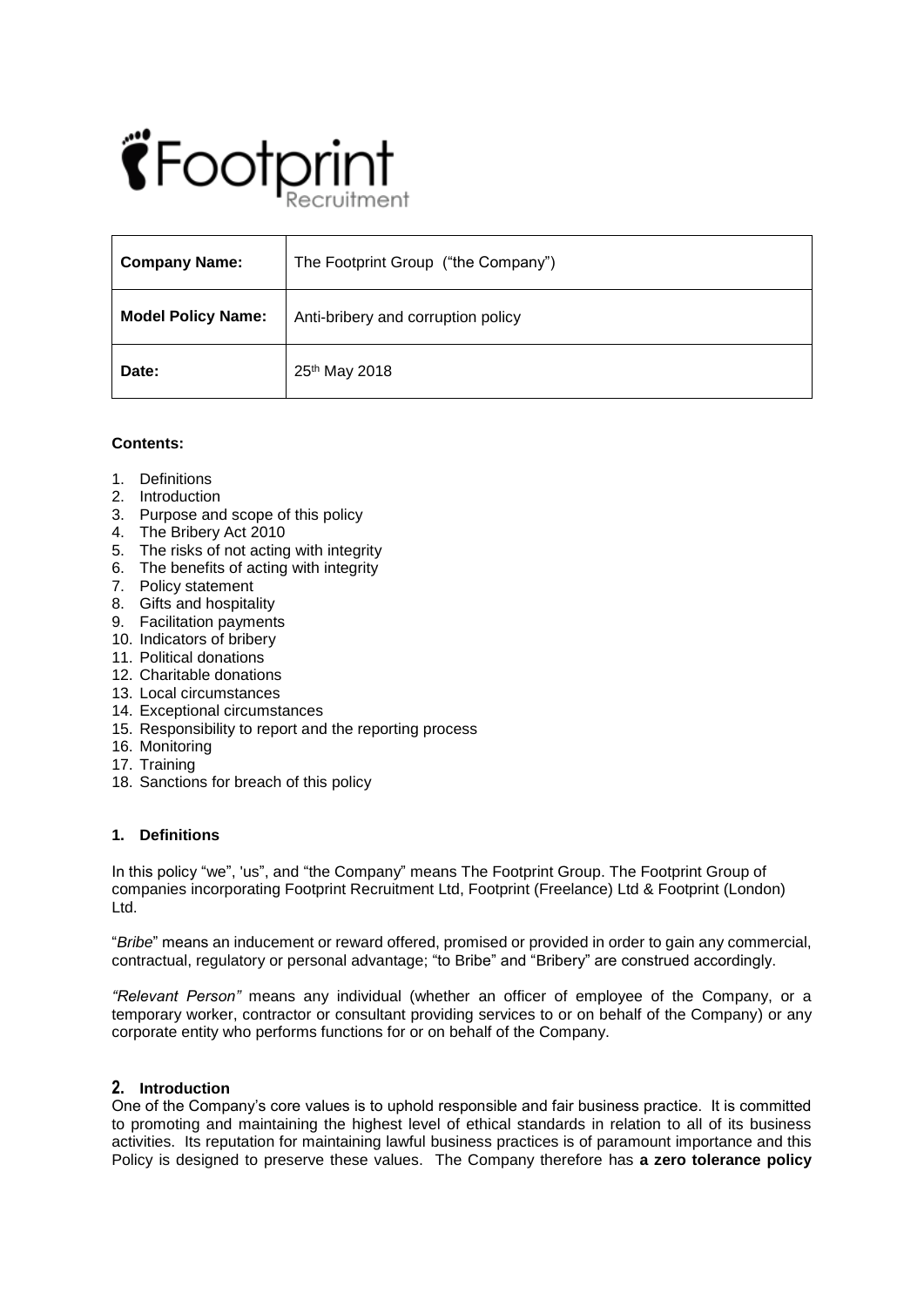Footprint Recruitment

| | |
|---|---|
| **Company Name:** | The Footprint Group ("the Company") |
| **Model Policy Name:** | Anti-bribery and corruption policy |
| **Date:** | 25th May 2018 |

**Contents:**

1. Definitions
2. Introduction
3. Purpose and scope of this policy
4. The Bribery Act 2010
5. The risks of not acting with integrity
6. The benefits of acting with integrity
7. Policy statement
8. Gifts and hospitality
9. Facilitation payments
10. Indicators of bribery
11. Political donations
12. Charitable donations
13. Local circumstances
14. Exceptional circumstances
15. Responsibility to report and the reporting process
16. Monitoring
17. Training
18. Sanctions for breach of this policy

## 1. Definitions

In this policy "we", 'us", and "the Company" means The Footprint Group. The Footprint Group of companies incorporating Footprint Recruitment Ltd, Footprint (Freelance) Ltd & Footprint (London) Ltd.

"*Bribe*" means an inducement or reward offered, promised or provided in order to gain any commercial, contractual, regulatory or personal advantage; "to Bribe" and "Bribery" are construed accordingly.

*"Relevant Person"* means any individual (whether an officer of employee of the Company, or a temporary worker, contractor or consultant providing services to or on behalf of the Company) or any corporate entity who performs functions for or on behalf of the Company.

## 2. Introduction

One of the Company's core values is to uphold responsible and fair business practice. It is committed to promoting and maintaining the highest level of ethical standards in relation to all of its business activities. Its reputation for maintaining lawful business practices is of paramount importance and this Policy is designed to preserve these values. The Company therefore has **a zero tolerance policy**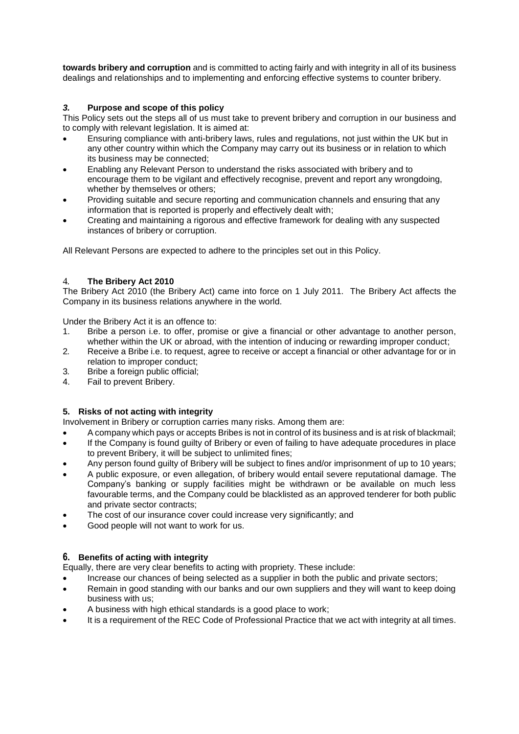**towards bribery and corruption** and is committed to acting fairly and with integrity in all of its business dealings and relationships and to implementing and enforcing effective systems to counter bribery.

## *3.* Purpose and scope of this policy

This Policy sets out the steps all of us must take to prevent bribery and corruption in our business and to comply with relevant legislation. It is aimed at:

- Ensuring compliance with anti-bribery laws, rules and regulations, not just within the UK but in any other country within which the Company may carry out its business or in relation to which its business may be connected;
- Enabling any Relevant Person to understand the risks associated with bribery and to encourage them to be vigilant and effectively recognise, prevent and report any wrongdoing, whether by themselves or others;
- Providing suitable and secure reporting and communication channels and ensuring that any information that is reported is properly and effectively dealt with;
- Creating and maintaining a rigorous and effective framework for dealing with any suspected instances of bribery or corruption.

All Relevant Persons are expected to adhere to the principles set out in this Policy.

## 4. The Bribery Act 2010

The Bribery Act 2010 (the Bribery Act) came into force on 1 July 2011. The Bribery Act affects the Company in its business relations anywhere in the world.

Under the Bribery Act it is an offence to:

1. Bribe a person i.e. to offer, promise or give a financial or other advantage to another person, whether within the UK or abroad, with the intention of inducing or rewarding improper conduct;
2. Receive a Bribe i.e. to request, agree to receive or accept a financial or other advantage for or in relation to improper conduct;
3. Bribe a foreign public official;
4. Fail to prevent Bribery.

## 5. Risks of not acting with integrity

Involvement in Bribery or corruption carries many risks. Among them are:

- A company which pays or accepts Bribes is not in control of its business and is at risk of blackmail;
- If the Company is found guilty of Bribery or even of failing to have adequate procedures in place to prevent Bribery, it will be subject to unlimited fines;
- Any person found guilty of Bribery will be subject to fines and/or imprisonment of up to 10 years;
- A public exposure, or even allegation, of bribery would entail severe reputational damage. The Company's banking or supply facilities might be withdrawn or be available on much less favourable terms, and the Company could be blacklisted as an approved tenderer for both public and private sector contracts;
- The cost of our insurance cover could increase very significantly; and
- Good people will not want to work for us.

## 6. Benefits of acting with integrity

Equally, there are very clear benefits to acting with propriety. These include:

- Increase our chances of being selected as a supplier in both the public and private sectors;
- Remain in good standing with our banks and our own suppliers and they will want to keep doing business with us;
- A business with high ethical standards is a good place to work;
- It is a requirement of the REC Code of Professional Practice that we act with integrity at all times.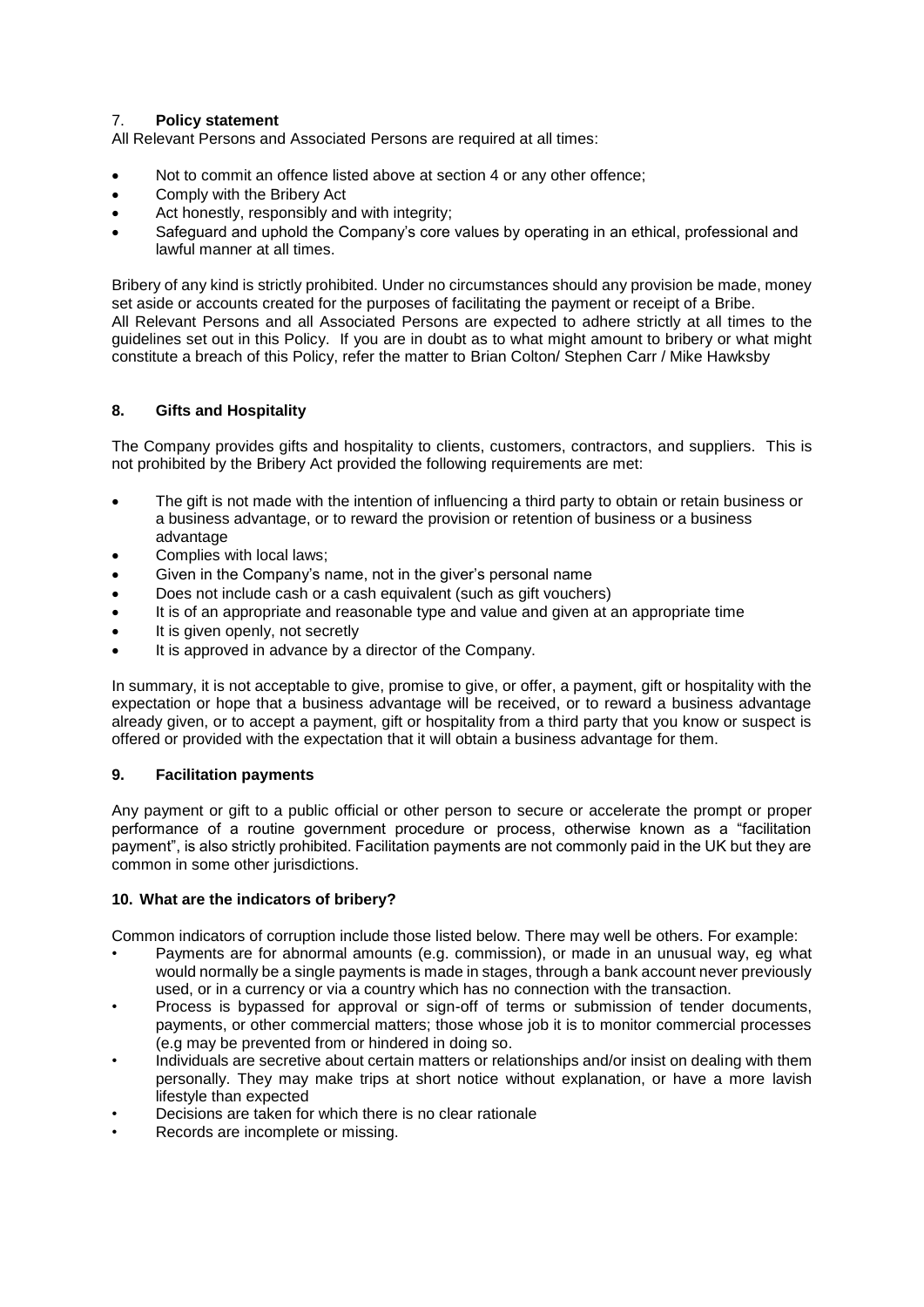## 7. **Policy statement**

All Relevant Persons and Associated Persons are required at all times:

- Not to commit an offence listed above at section 4 or any other offence;
- Comply with the Bribery Act
- Act honestly, responsibly and with integrity;
- Safeguard and uphold the Company's core values by operating in an ethical, professional and lawful manner at all times.

Bribery of any kind is strictly prohibited. Under no circumstances should any provision be made, money set aside or accounts created for the purposes of facilitating the payment or receipt of a Bribe.
All Relevant Persons and all Associated Persons are expected to adhere strictly at all times to the guidelines set out in this Policy. If you are in doubt as to what might amount to bribery or what might constitute a breach of this Policy, refer the matter to Brian Colton/ Stephen Carr / Mike Hawksby

## 8. Gifts and Hospitality

The Company provides gifts and hospitality to clients, customers, contractors, and suppliers. This is not prohibited by the Bribery Act provided the following requirements are met:

- The gift is not made with the intention of influencing a third party to obtain or retain business or a business advantage, or to reward the provision or retention of business or a business advantage
- Complies with local laws;
- Given in the Company's name, not in the giver's personal name
- Does not include cash or a cash equivalent (such as gift vouchers)
- It is of an appropriate and reasonable type and value and given at an appropriate time
- It is given openly, not secretly
- It is approved in advance by a director of the Company.

In summary, it is not acceptable to give, promise to give, or offer, a payment, gift or hospitality with the expectation or hope that a business advantage will be received, or to reward a business advantage already given, or to accept a payment, gift or hospitality from a third party that you know or suspect is offered or provided with the expectation that it will obtain a business advantage for them.

## 9. Facilitation payments

Any payment or gift to a public official or other person to secure or accelerate the prompt or proper performance of a routine government procedure or process, otherwise known as a "facilitation payment", is also strictly prohibited. Facilitation payments are not commonly paid in the UK but they are common in some other jurisdictions.

## 10. What are the indicators of bribery?

Common indicators of corruption include those listed below. There may well be others. For example:

- Payments are for abnormal amounts (e.g. commission), or made in an unusual way, eg what would normally be a single payments is made in stages, through a bank account never previously used, or in a currency or via a country which has no connection with the transaction.
- Process is bypassed for approval or sign-off of terms or submission of tender documents, payments, or other commercial matters; those whose job it is to monitor commercial processes (e.g may be prevented from or hindered in doing so.
- Individuals are secretive about certain matters or relationships and/or insist on dealing with them personally. They may make trips at short notice without explanation, or have a more lavish lifestyle than expected
- Decisions are taken for which there is no clear rationale
- Records are incomplete or missing.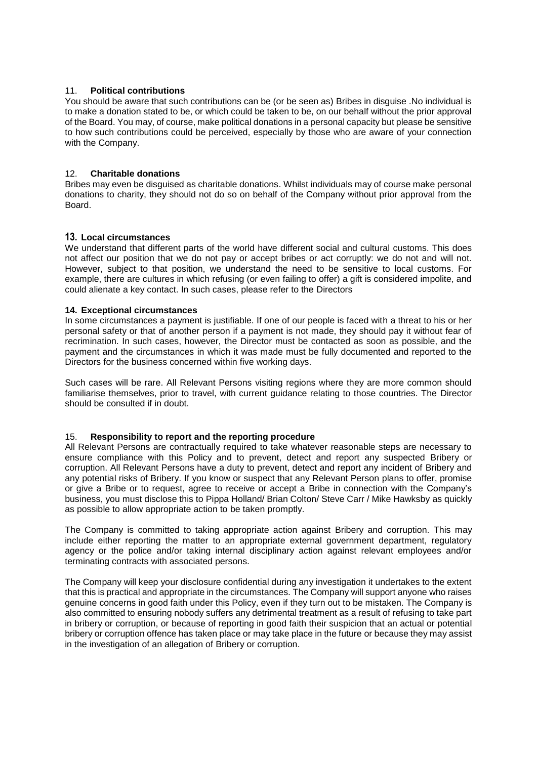## 11. **Political contributions**

You should be aware that such contributions can be (or be seen as) Bribes in disguise .No individual is to make a donation stated to be, or which could be taken to be, on our behalf without the prior approval of the Board. You may, of course, make political donations in a personal capacity but please be sensitive to how such contributions could be perceived, especially by those who are aware of your connection with the Company.

## 12. **Charitable donations**

Bribes may even be disguised as charitable donations. Whilst individuals may of course make personal donations to charity, they should not do so on behalf of the Company without prior approval from the Board.

## **13. Local circumstances**

We understand that different parts of the world have different social and cultural customs. This does not affect our position that we do not pay or accept bribes or act corruptly: we do not and will not. However, subject to that position, we understand the need to be sensitive to local customs. For example, there are cultures in which refusing (or even failing to offer) a gift is considered impolite, and could alienate a key contact. In such cases, please refer to the Directors

## **14. Exceptional circumstances**

In some circumstances a payment is justifiable. If one of our people is faced with a threat to his or her personal safety or that of another person if a payment is not made, they should pay it without fear of recrimination. In such cases, however, the Director must be contacted as soon as possible, and the payment and the circumstances in which it was made must be fully documented and reported to the Directors for the business concerned within five working days.

Such cases will be rare. All Relevant Persons visiting regions where they are more common should familiarise themselves, prior to travel, with current guidance relating to those countries. The Director should be consulted if in doubt.

## 15. **Responsibility to report and the reporting procedure**

All Relevant Persons are contractually required to take whatever reasonable steps are necessary to ensure compliance with this Policy and to prevent, detect and report any suspected Bribery or corruption. All Relevant Persons have a duty to prevent, detect and report any incident of Bribery and any potential risks of Bribery. If you know or suspect that any Relevant Person plans to offer, promise or give a Bribe or to request, agree to receive or accept a Bribe in connection with the Company's business, you must disclose this to Pippa Holland/ Brian Colton/ Steve Carr / Mike Hawksby as quickly as possible to allow appropriate action to be taken promptly.

The Company is committed to taking appropriate action against Bribery and corruption. This may include either reporting the matter to an appropriate external government department, regulatory agency or the police and/or taking internal disciplinary action against relevant employees and/or terminating contracts with associated persons.

The Company will keep your disclosure confidential during any investigation it undertakes to the extent that this is practical and appropriate in the circumstances. The Company will support anyone who raises genuine concerns in good faith under this Policy, even if they turn out to be mistaken. The Company is also committed to ensuring nobody suffers any detrimental treatment as a result of refusing to take part in bribery or corruption, or because of reporting in good faith their suspicion that an actual or potential bribery or corruption offence has taken place or may take place in the future or because they may assist in the investigation of an allegation of Bribery or corruption.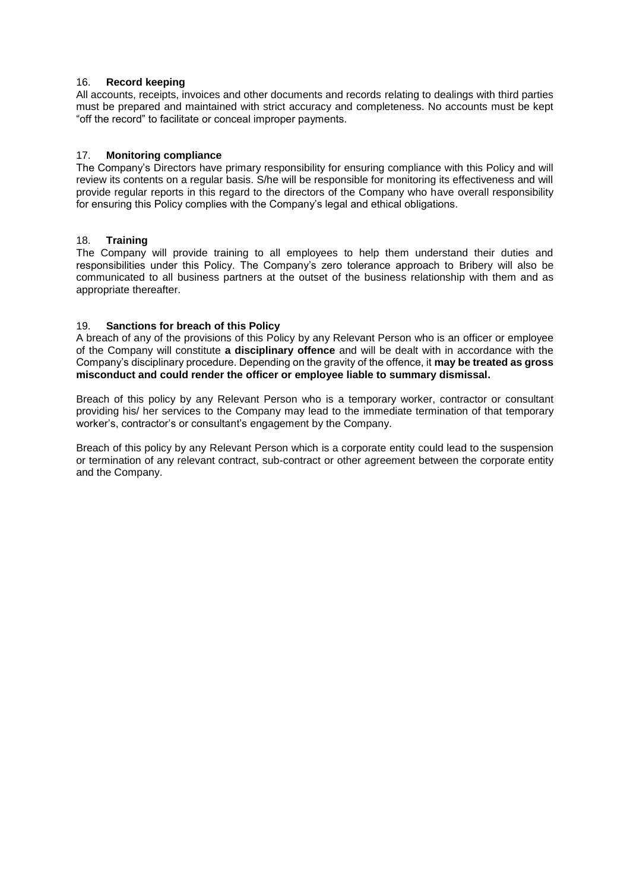## 16. **Record keeping**

All accounts, receipts, invoices and other documents and records relating to dealings with third parties must be prepared and maintained with strict accuracy and completeness. No accounts must be kept "off the record" to facilitate or conceal improper payments.

## 17. **Monitoring compliance**

The Company's Directors have primary responsibility for ensuring compliance with this Policy and will review its contents on a regular basis. S/he will be responsible for monitoring its effectiveness and will provide regular reports in this regard to the directors of the Company who have overall responsibility for ensuring this Policy complies with the Company's legal and ethical obligations.

## 18. **Training**

The Company will provide training to all employees to help them understand their duties and responsibilities under this Policy. The Company's zero tolerance approach to Bribery will also be communicated to all business partners at the outset of the business relationship with them and as appropriate thereafter.

## 19. **Sanctions for breach of this Policy**

A breach of any of the provisions of this Policy by any Relevant Person who is an officer or employee of the Company will constitute **a disciplinary offence** and will be dealt with in accordance with the Company's disciplinary procedure. Depending on the gravity of the offence, it **may be treated as gross misconduct and could render the officer or employee liable to summary dismissal.**

Breach of this policy by any Relevant Person who is a temporary worker, contractor or consultant providing his/ her services to the Company may lead to the immediate termination of that temporary worker's, contractor's or consultant's engagement by the Company.

Breach of this policy by any Relevant Person which is a corporate entity could lead to the suspension or termination of any relevant contract, sub-contract or other agreement between the corporate entity and the Company.